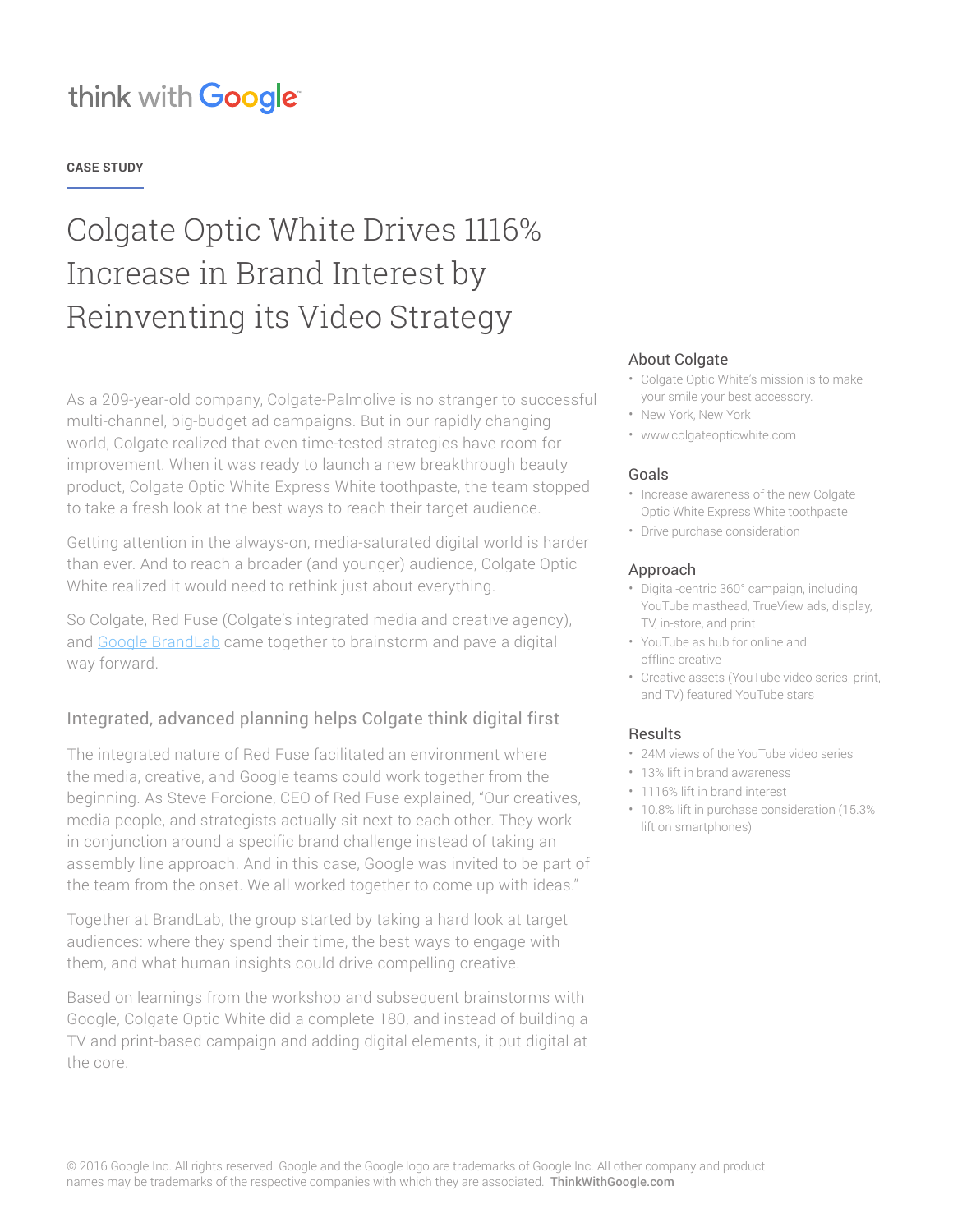think with Google

CASE STUDY

# Colgate Optic White Drives 1116% Increase in Brand Interest by Reinventing its Video Strategy

As a 209-year-old company, Colgate-Palmolive is no stranger to successful multi-channel, big-budget ad campaigns. But in our rapidly changing world, Colgate realized that even time-tested strategies have room for improvement. When it was ready to launch a new breakthrough beauty product, Colgate Optic White Express White toothpaste, the team stopped to take a fresh look at the best ways to reach their target audience.

Getting attention in the always-on, media-saturated digital world is harder than ever. And to reach a broader (and younger) audience, Colgate Optic White realized it would need to rethink just about everything.

So Colgate, Red Fuse (Colgate's integrated media and creative agency), and [Google BrandLab](Google BrandLab) came together to brainstorm and pave a digital way forward.

## Integrated, advanced planning helps Colgate think digital first

The integrated nature of Red Fuse facilitated an environment where the media, creative, and Google teams could work together from the beginning. As Steve Forcione, CEO of Red Fuse explained, "Our creatives, media people, and strategists actually sit next to each other. They work in conjunction around a specific brand challenge instead of taking an assembly line approach. And in this case, Google was invited to be part of the team from the onset. We all worked together to come up with ideas."

Together at BrandLab, the group started by taking a hard look at target audiences: where they spend their time, the best ways to engage with them, and what human insights could drive compelling creative.

Based on learnings from the workshop and subsequent brainstorms with Google, Colgate Optic White did a complete 180, and instead of building a TV and print-based campaign and adding digital elements, it put digital at the core.

### About Colgate

- Colgate Optic White's mission is to make your smile your best accessory.
- New York, New York
- www.colgateopticwhite.com

### Goals

- Increase awareness of the new Colgate Optic White Express White toothpaste
- Drive purchase consideration

### Approach

- Digital-centric 360° campaign, including YouTube masthead, TrueView ads, display, TV, in-store, and print
- YouTube as hub for online and offline creative
- Creative assets (YouTube video series, print, and TV) featured YouTube stars

### Results

- 24M views of the YouTube video series
- 13% lift in brand awareness
- 1116% lift in brand interest
- 10.8% lift in purchase consideration (15.3% lift on smartphones)

© 2016 Google Inc. All rights reserved. Google and the Google logo are trademarks of Google Inc. All other company and product names may be trademarks of the respective companies with which they are associated. **ThinkWithGoogle.com**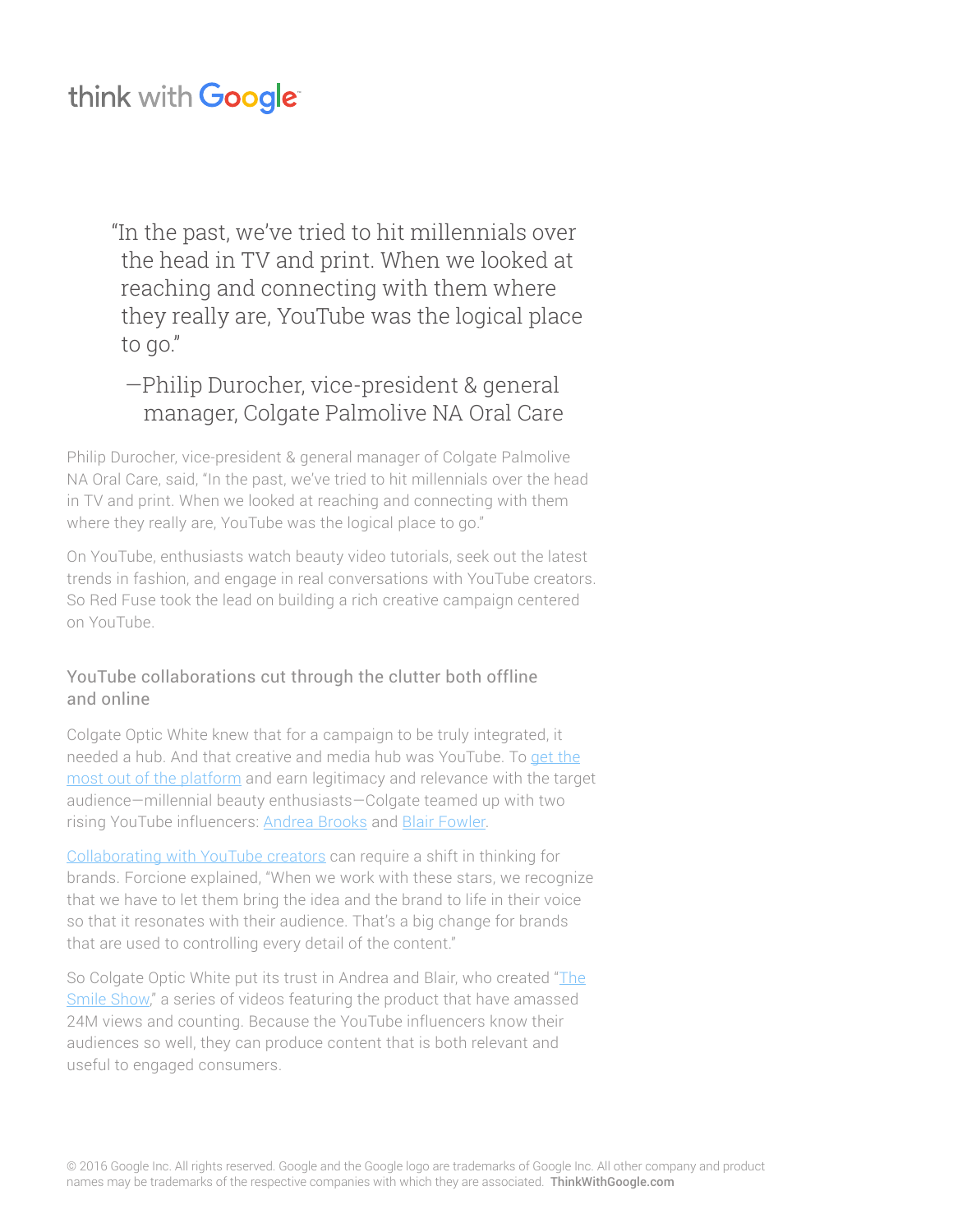> "In the past, we've tried to hit millennials over the head in TV and print. When we looked at reaching and connecting with them where they really are, YouTube was the logical place to go."
>
> —Philip Durocher, vice-president & general manager, Colgate Palmolive NA Oral Care

Philip Durocher, vice-president & general manager of Colgate Palmolive NA Oral Care, said, "In the past, we've tried to hit millennials over the head in TV and print. When we looked at reaching and connecting with them where they really are, YouTube was the logical place to go."

On YouTube, enthusiasts watch beauty video tutorials, seek out the latest trends in fashion, and engage in real conversations with YouTube creators. So Red Fuse took the lead on building a rich creative campaign centered on YouTube.

## YouTube collaborations cut through the clutter both offline and online

Colgate Optic White knew that for a campaign to be truly integrated, it needed a hub. And that creative and media hub was YouTube. To get the most out of the platform and earn legitimacy and relevance with the target audience—millennial beauty enthusiasts—Colgate teamed up with two rising YouTube influencers: Andrea Brooks and Blair Fowler.

Collaborating with YouTube creators can require a shift in thinking for brands. Forcione explained, "When we work with these stars, we recognize that we have to let them bring the idea and the brand to life in their voice so that it resonates with their audience. That's a big change for brands that are used to controlling every detail of the content."

So Colgate Optic White put its trust in Andrea and Blair, who created "The Smile Show," a series of videos featuring the product that have amassed 24M views and counting. Because the YouTube influencers know their audiences so well, they can produce content that is both relevant and useful to engaged consumers.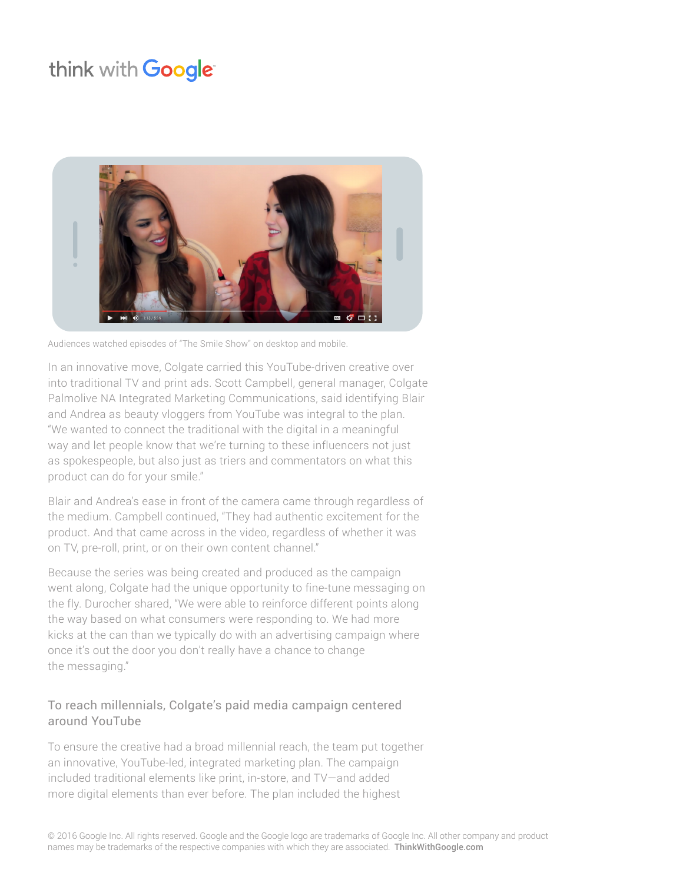Audiences watched episodes of "The Smile Show" on desktop and mobile.

In an innovative move, Colgate carried this YouTube-driven creative over into traditional TV and print ads. Scott Campbell, general manager, Colgate Palmolive NA Integrated Marketing Communications, said identifying Blair and Andrea as beauty vloggers from YouTube was integral to the plan. "We wanted to connect the traditional with the digital in a meaningful way and let people know that we're turning to these influencers not just as spokespeople, but also just as triers and commentators on what this product can do for your smile."

Blair and Andrea's ease in front of the camera came through regardless of the medium. Campbell continued, "They had authentic excitement for the product. And that came across in the video, regardless of whether it was on TV, pre-roll, print, or on their own content channel."

Because the series was being created and produced as the campaign went along, Colgate had the unique opportunity to fine-tune messaging on the fly. Durocher shared, "We were able to reinforce different points along the way based on what consumers were responding to. We had more kicks at the can than we typically do with an advertising campaign where once it's out the door you don't really have a chance to change the messaging."

## To reach millennials, Colgate's paid media campaign centered around YouTube

To ensure the creative had a broad millennial reach, the team put together an innovative, YouTube-led, integrated marketing plan. The campaign included traditional elements like print, in-store, and TV—and added more digital elements than ever before. The plan included the highest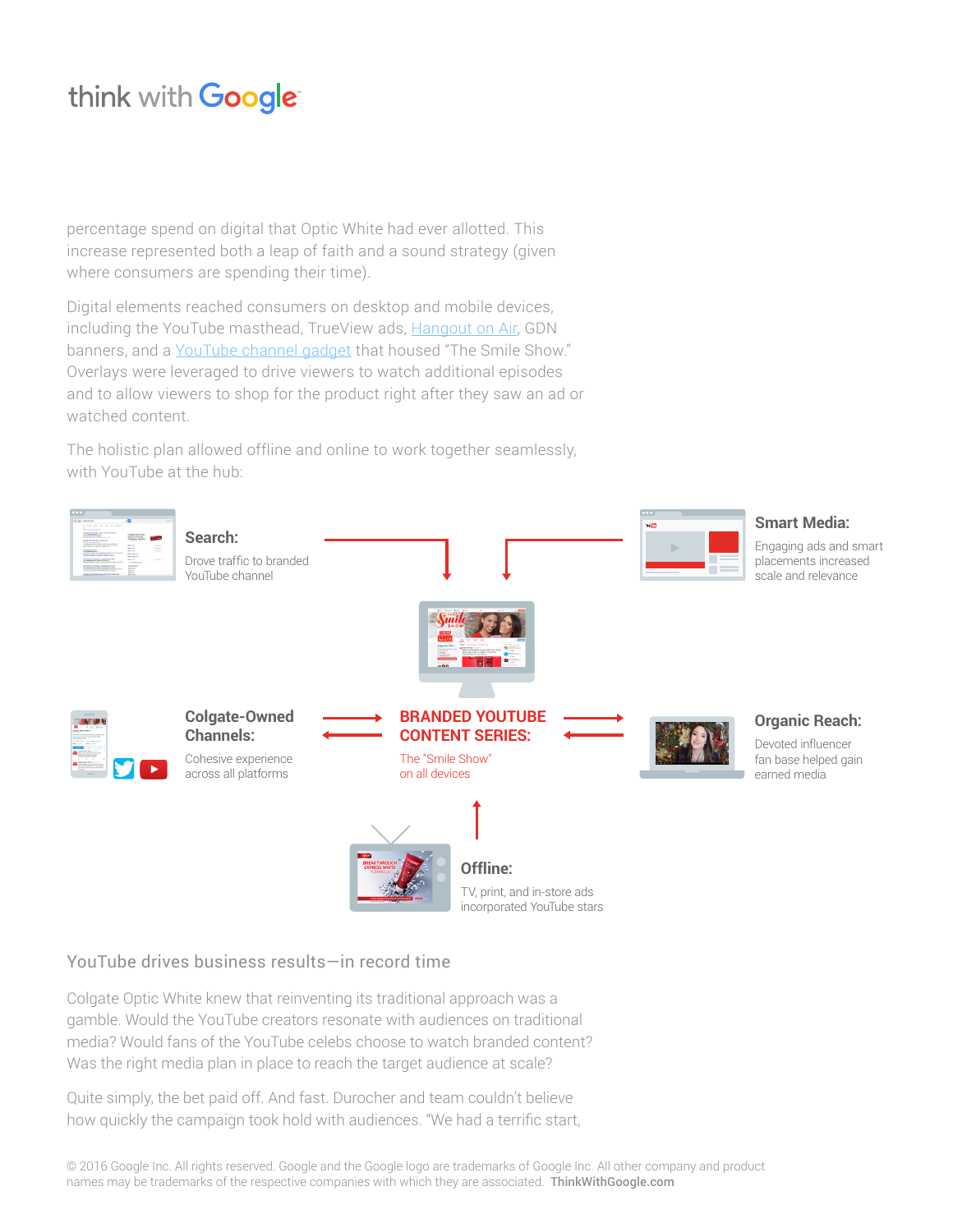percentage spend on digital that Optic White had ever allotted. This increase represented both a leap of faith and a sound strategy (given where consumers are spending their time).

Digital elements reached consumers on desktop and mobile devices, including the YouTube masthead, TrueView ads, [Hangout on Air](), GDN banners, and a [YouTube channel gadget]() that housed "The Smile Show." Overlays were leveraged to drive viewers to watch additional episodes and to allow viewers to shop for the product right after they saw an ad or watched content.

The holistic plan allowed offline and online to work together seamlessly, with YouTube at the hub:

**Search:** Drove traffic to branded YouTube channel

**Smart Media:** Engaging ads and smart placements increased scale and relevance

**Colgate-Owned Channels:** Cohesive experience across all platforms

**BRANDED YOUTUBE CONTENT SERIES:** The "Smile Show" on all devices

**Organic Reach:** Devoted influencer fan base helped gain earned media

**Offline:** TV, print, and in-store ads incorporated YouTube stars

## YouTube drives business results—in record time

Colgate Optic White knew that reinventing its traditional approach was a gamble. Would the YouTube creators resonate with audiences on traditional media? Would fans of the YouTube celebs choose to watch branded content? Was the right media plan in place to reach the target audience at scale?

Quite simply, the bet paid off. And fast. Durocher and team couldn't believe how quickly the campaign took hold with audiences. "We had a terrific start,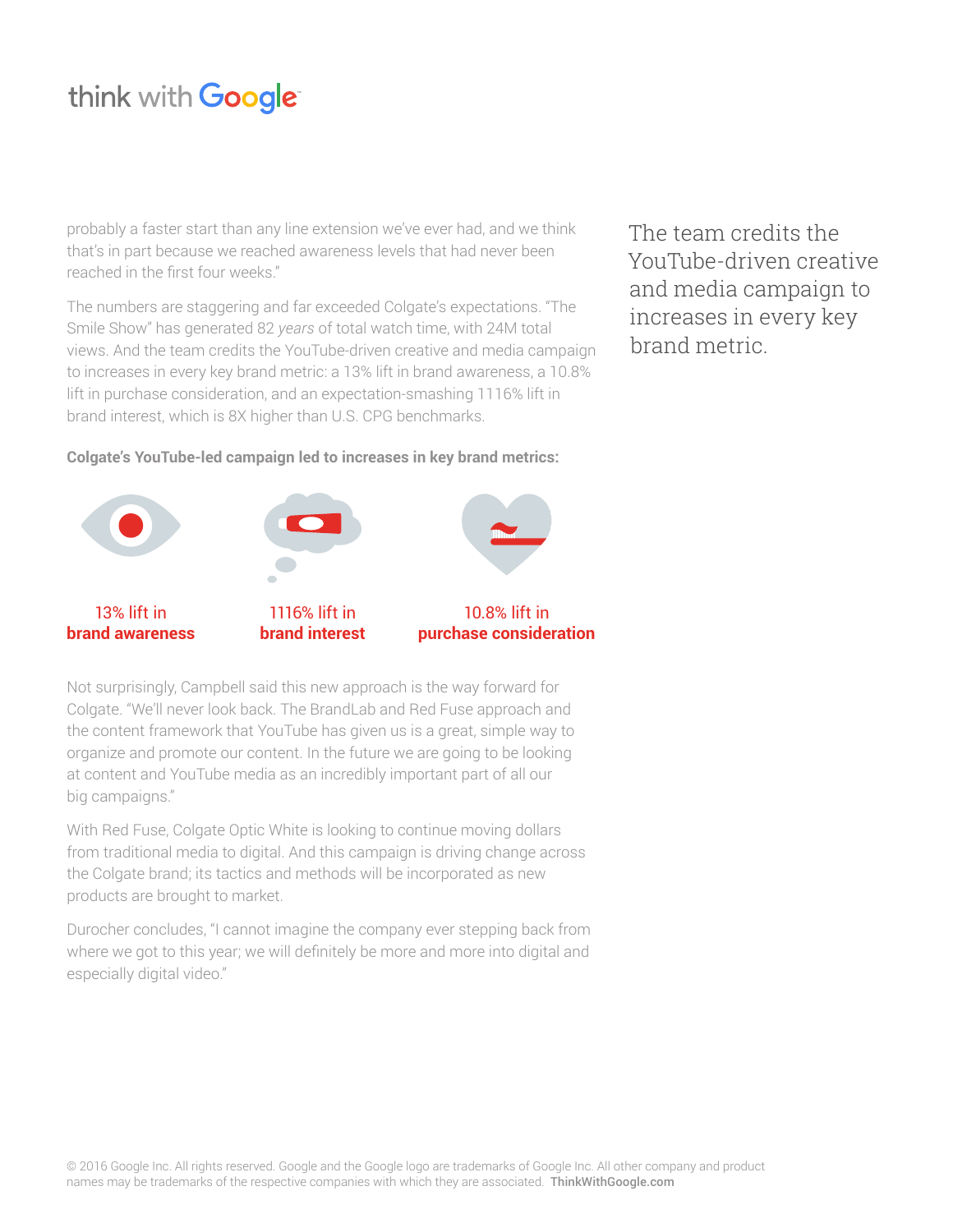probably a faster start than any line extension we've ever had, and we think that's in part because we reached awareness levels that had never been reached in the first four weeks."

The numbers are staggering and far exceeded Colgate's expectations. "The Smile Show" has generated 82 *years* of total watch time, with 24M total views. And the team credits the YouTube-driven creative and media campaign to increases in every key brand metric: a 13% lift in brand awareness, a 10.8% lift in purchase consideration, and an expectation-smashing 1116% lift in brand interest, which is 8X higher than U.S. CPG benchmarks.

The team credits the YouTube-driven creative and media campaign to increases in every key brand metric.

**Colgate's YouTube-led campaign led to increases in key brand metrics:**

13% lift in **brand awareness**

1116% lift in **brand interest**

10.8% lift in **purchase consideration**

Not surprisingly, Campbell said this new approach is the way forward for Colgate. "We'll never look back. The BrandLab and Red Fuse approach and the content framework that YouTube has given us is a great, simple way to organize and promote our content. In the future we are going to be looking at content and YouTube media as an incredibly important part of all our big campaigns."

With Red Fuse, Colgate Optic White is looking to continue moving dollars from traditional media to digital. And this campaign is driving change across the Colgate brand; its tactics and methods will be incorporated as new products are brought to market.

Durocher concludes, "I cannot imagine the company ever stepping back from where we got to this year; we will definitely be more and more into digital and especially digital video."

© 2016 Google Inc. All rights reserved. Google and the Google logo are trademarks of Google Inc. All other company and product names may be trademarks of the respective companies with which they are associated. **ThinkWithGoogle.com**